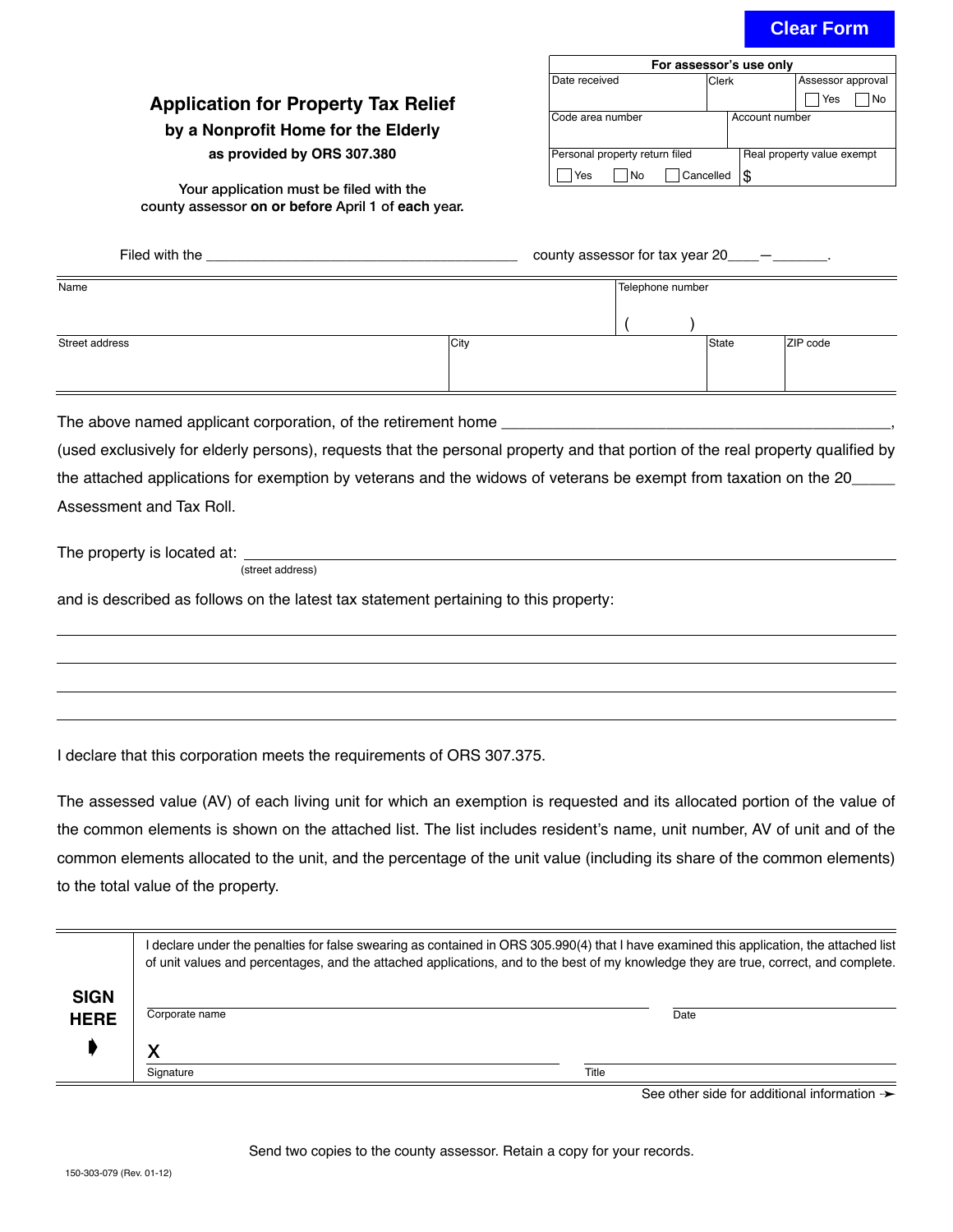Clear Form

| For assessor's use only | | |
|---|---|---|
| Date received | Clerk | Assessor approval ☐ Yes ☐ No |
| Code area number | | Account number |
| Personal property return filed ☐ Yes ☐ No ☐ Cancelled | | Real property value exempt $ |

# Application for Property Tax Relief

## by a Nonprofit Home for the Elderly

**as provided by ORS 307.380**

Your application must be filed with the county assessor **on or before** April 1 of **each** year.

Filed with the ______________________________ county assessor for tax year 20____—_______.

| Name | | | Telephone number |
|---|---|---|---|
| | | | ( ) |
| Street address | City | State | ZIP code |
| | | | |

The above named applicant corporation, of the retirement home ____________________________________, (used exclusively for elderly persons), requests that the personal property and that portion of the real property qualified by the attached applications for exemption by veterans and the widows of veterans be exempt from taxation on the 20_____ Assessment and Tax Roll.

The property is located at: ______________________________________________
(street address)

and is described as follows on the latest tax statement pertaining to this property:

______________________________________________

______________________________________________

______________________________________________

______________________________________________

I declare that this corporation meets the requirements of ORS 307.375.

The assessed value (AV) of each living unit for which an exemption is requested and its allocated portion of the value of the common elements is shown on the attached list. The list includes resident's name, unit number, AV of unit and of the common elements allocated to the unit, and the percentage of the unit value (including its share of the common elements) to the total value of the property.

**SIGN HERE**

I declare under the penalties for false swearing as contained in ORS 305.990(4) that I have examined this application, the attached list of unit values and percentages, and the attached applications, and to the best of my knowledge they are true, correct, and complete.

______________________________ ______________
Corporate name Date

X______________________________ ______________
Signature Title

See other side for additional information →

Send two copies to the county assessor. Retain a copy for your records.

150-303-079 (Rev. 01-12)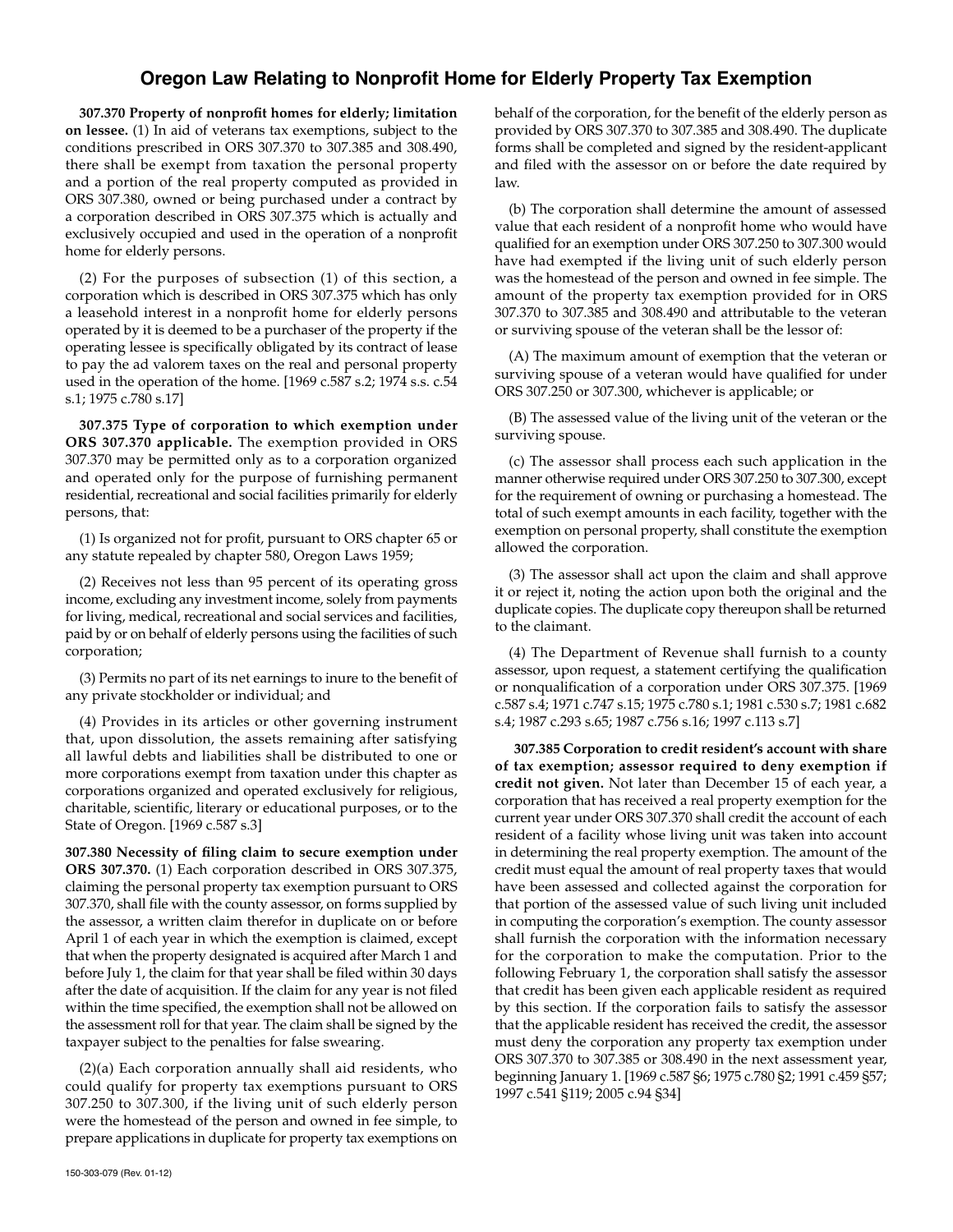# Oregon Law Relating to Nonprofit Home for Elderly Property Tax Exemption

**307.370 Property of nonprofit homes for elderly; limitation on lessee.** (1) In aid of veterans tax exemptions, subject to the conditions prescribed in ORS 307.370 to 307.385 and 308.490, there shall be exempt from taxation the personal property and a portion of the real property computed as provided in ORS 307.380, owned or being purchased under a contract by a corporation described in ORS 307.375 which is actually and exclusively occupied and used in the operation of a nonprofit home for elderly persons.

(2) For the purposes of subsection (1) of this section, a corporation which is described in ORS 307.375 which has only a leasehold interest in a nonprofit home for elderly persons operated by it is deemed to be a purchaser of the property if the operating lessee is specifically obligated by its contract of lease to pay the ad valorem taxes on the real and personal property used in the operation of the home. [1969 c.587 s.2; 1974 s.s. c.54 s.1; 1975 c.780 s.17]

**307.375 Type of corporation to which exemption under ORS 307.370 applicable.** The exemption provided in ORS 307.370 may be permitted only as to a corporation organized and operated only for the purpose of furnishing permanent residential, recreational and social facilities primarily for elderly persons, that:

(1) Is organized not for profit, pursuant to ORS chapter 65 or any statute repealed by chapter 580, Oregon Laws 1959;

(2) Receives not less than 95 percent of its operating gross income, excluding any investment income, solely from payments for living, medical, recreational and social services and facilities, paid by or on behalf of elderly persons using the facilities of such corporation;

(3) Permits no part of its net earnings to inure to the benefit of any private stockholder or individual; and

(4) Provides in its articles or other governing instrument that, upon dissolution, the assets remaining after satisfying all lawful debts and liabilities shall be distributed to one or more corporations exempt from taxation under this chapter as corporations organized and operated exclusively for religious, charitable, scientific, literary or educational purposes, or to the State of Oregon. [1969 c.587 s.3]

**307.380 Necessity of filing claim to secure exemption under ORS 307.370.** (1) Each corporation described in ORS 307.375, claiming the personal property tax exemption pursuant to ORS 307.370, shall file with the county assessor, on forms supplied by the assessor, a written claim therefor in duplicate on or before April 1 of each year in which the exemption is claimed, except that when the property designated is acquired after March 1 and before July 1, the claim for that year shall be filed within 30 days after the date of acquisition. If the claim for any year is not filed within the time specified, the exemption shall not be allowed on the assessment roll for that year. The claim shall be signed by the taxpayer subject to the penalties for false swearing.

(2)(a) Each corporation annually shall aid residents, who could qualify for property tax exemptions pursuant to ORS 307.250 to 307.300, if the living unit of such elderly person were the homestead of the person and owned in fee simple, to prepare applications in duplicate for property tax exemptions on behalf of the corporation, for the benefit of the elderly person as provided by ORS 307.370 to 307.385 and 308.490. The duplicate forms shall be completed and signed by the resident-applicant and filed with the assessor on or before the date required by law.

(b) The corporation shall determine the amount of assessed value that each resident of a nonprofit home who would have qualified for an exemption under ORS 307.250 to 307.300 would have had exempted if the living unit of such elderly person was the homestead of the person and owned in fee simple. The amount of the property tax exemption provided for in ORS 307.370 to 307.385 and 308.490 and attributable to the veteran or surviving spouse of the veteran shall be the lessor of:

(A) The maximum amount of exemption that the veteran or surviving spouse of a veteran would have qualified for under ORS 307.250 or 307.300, whichever is applicable; or

(B) The assessed value of the living unit of the veteran or the surviving spouse.

(c) The assessor shall process each such application in the manner otherwise required under ORS 307.250 to 307.300, except for the requirement of owning or purchasing a homestead. The total of such exempt amounts in each facility, together with the exemption on personal property, shall constitute the exemption allowed the corporation.

(3) The assessor shall act upon the claim and shall approve it or reject it, noting the action upon both the original and the duplicate copies. The duplicate copy thereupon shall be returned to the claimant.

(4) The Department of Revenue shall furnish to a county assessor, upon request, a statement certifying the qualification or nonqualification of a corporation under ORS 307.375. [1969 c.587 s.4; 1971 c.747 s.15; 1975 c.780 s.1; 1981 c.530 s.7; 1981 c.682 s.4; 1987 c.293 s.65; 1987 c.756 s.16; 1997 c.113 s.7]

**307.385 Corporation to credit resident's account with share of tax exemption; assessor required to deny exemption if credit not given.** Not later than December 15 of each year, a corporation that has received a real property exemption for the current year under ORS 307.370 shall credit the account of each resident of a facility whose living unit was taken into account in determining the real property exemption. The amount of the credit must equal the amount of real property taxes that would have been assessed and collected against the corporation for that portion of the assessed value of such living unit included in computing the corporation's exemption. The county assessor shall furnish the corporation with the information necessary for the corporation to make the computation. Prior to the following February 1, the corporation shall satisfy the assessor that credit has been given each applicable resident as required by this section. If the corporation fails to satisfy the assessor that the applicable resident has received the credit, the assessor must deny the corporation any property tax exemption under ORS 307.370 to 307.385 or 308.490 in the next assessment year, beginning January 1. [1969 c.587 §6; 1975 c.780 §2; 1991 c.459 §57; 1997 c.541 §119; 2005 c.94 §34]

150-303-079 (Rev. 01-12)